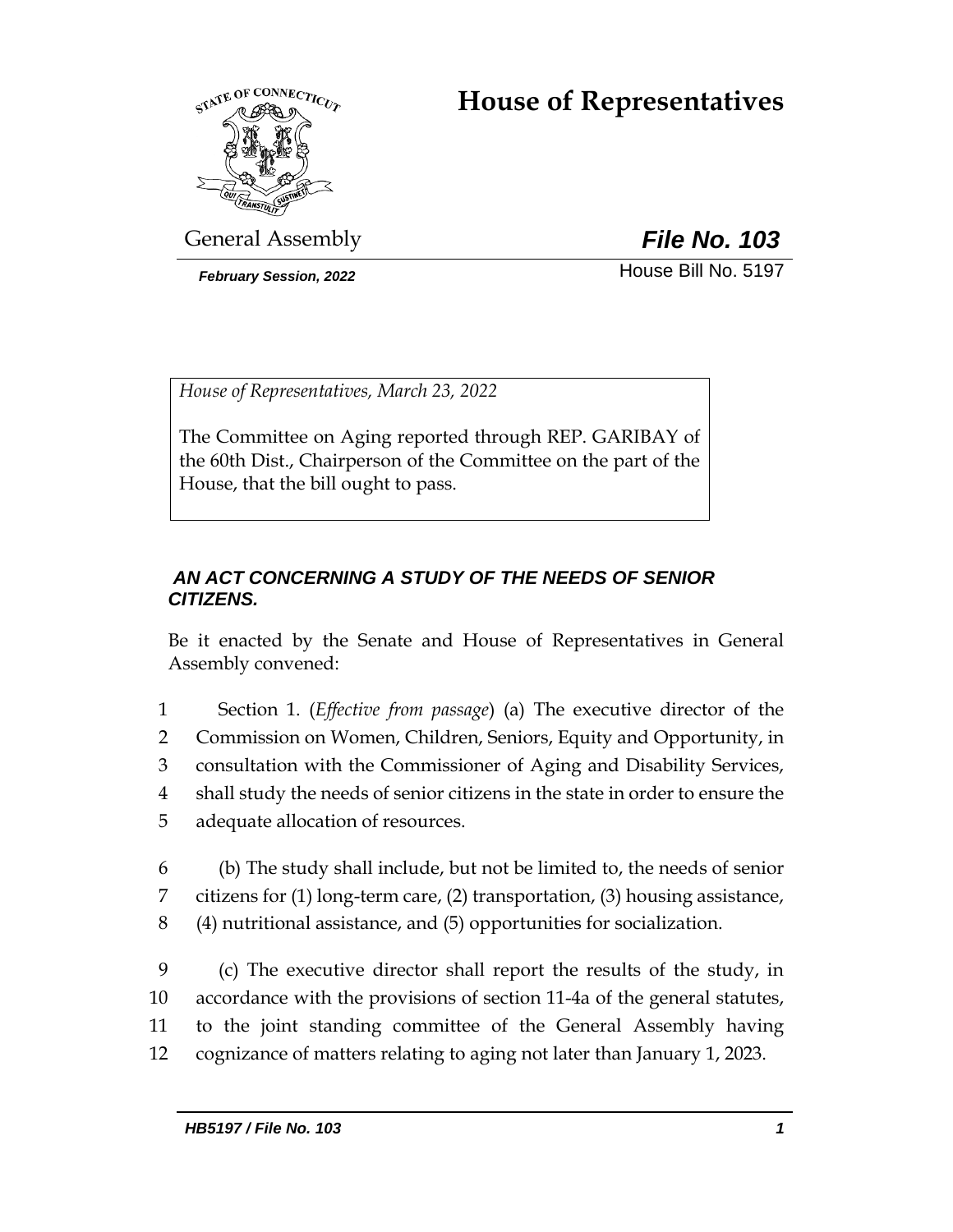# House of Representatives

General Assembly **_File No. 103_**

***February Session, 2022*** House Bill No. 5197

*House of Representatives, March 23, 2022*

The Committee on Aging reported through REP. GARIBAY of the 60th Dist., Chairperson of the Committee on the part of the House, that the bill ought to pass.

***AN ACT CONCERNING A STUDY OF THE NEEDS OF SENIOR CITIZENS.***

Be it enacted by the Senate and House of Representatives in General Assembly convened:

1 Section 1. (*Effective from passage*) (a) The executive director of the
2 Commission on Women, Children, Seniors, Equity and Opportunity, in
3 consultation with the Commissioner of Aging and Disability Services,
4 shall study the needs of senior citizens in the state in order to ensure the
5 adequate allocation of resources.

6 (b) The study shall include, but not be limited to, the needs of senior
7 citizens for (1) long-term care, (2) transportation, (3) housing assistance,
8 (4) nutritional assistance, and (5) opportunities for socialization.

9 (c) The executive director shall report the results of the study, in
10 accordance with the provisions of section 11-4a of the general statutes,
11 to the joint standing committee of the General Assembly having
12 cognizance of matters relating to aging not later than January 1, 2023.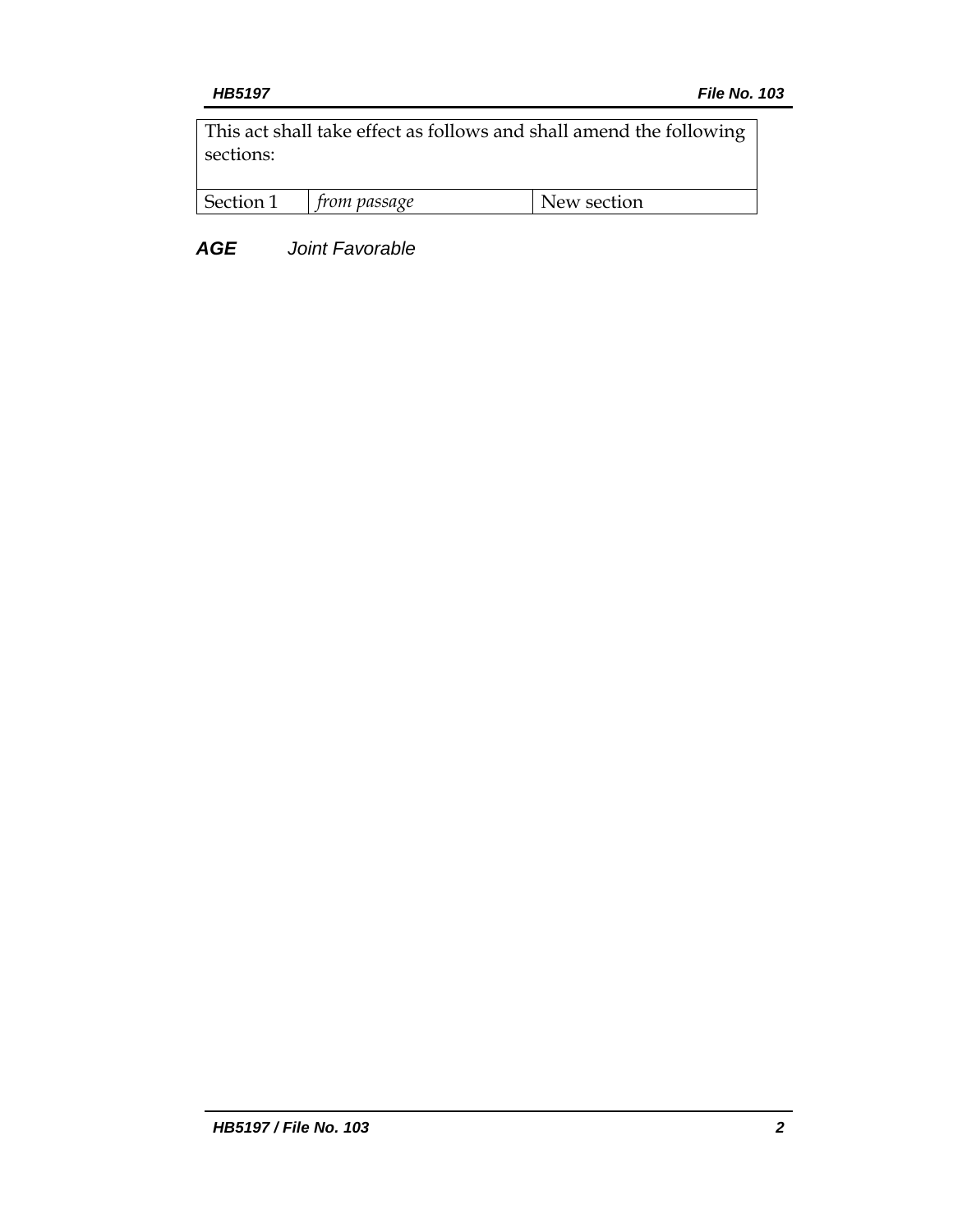| This act shall take effect as follows and shall amend the following sections: | | |
| --- | --- | --- |
| Section 1 | *from passage* | New section |

***AGE*** *Joint Favorable*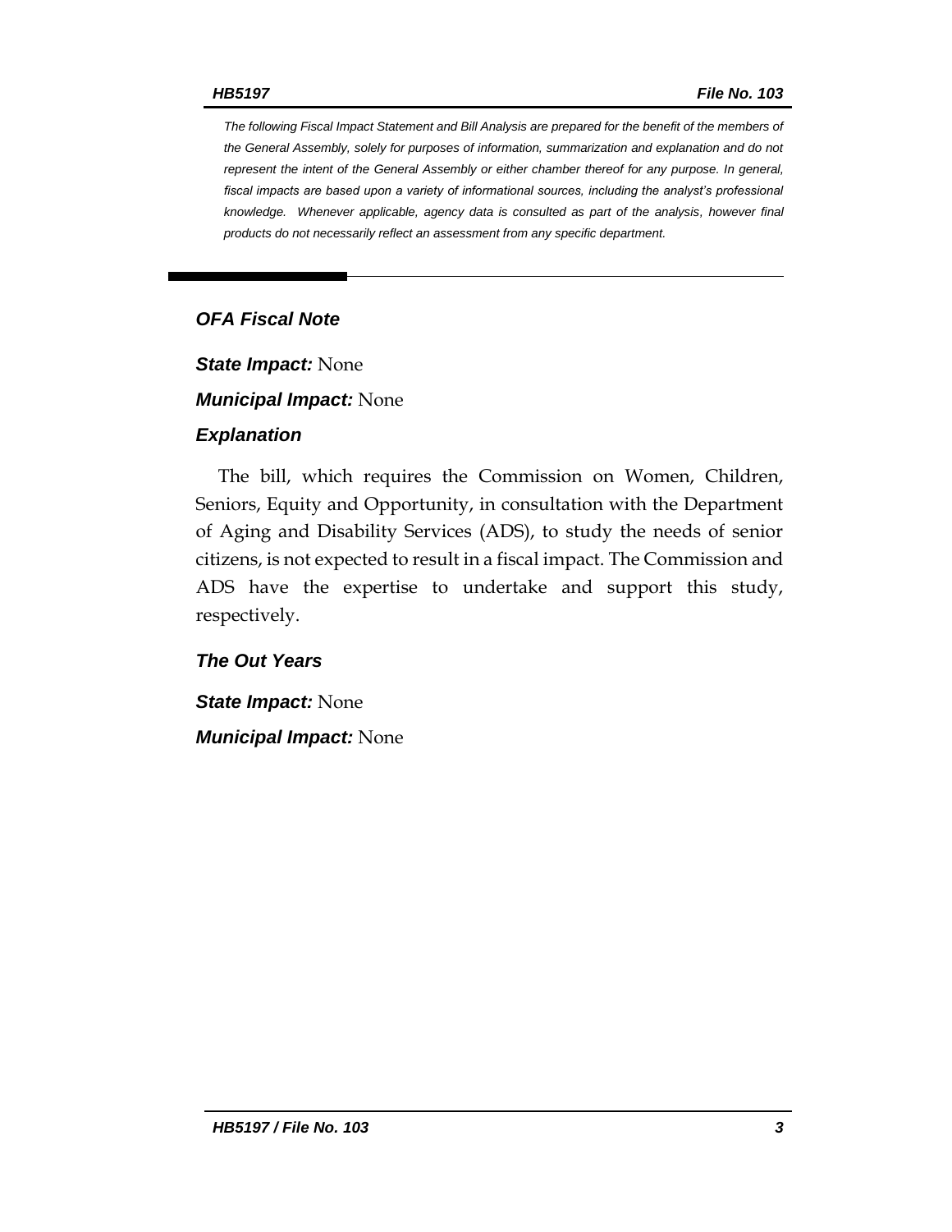*The following Fiscal Impact Statement and Bill Analysis are prepared for the benefit of the members of the General Assembly, solely for purposes of information, summarization and explanation and do not represent the intent of the General Assembly or either chamber thereof for any purpose. In general, fiscal impacts are based upon a variety of informational sources, including the analyst's professional knowledge. Whenever applicable, agency data is consulted as part of the analysis, however final products do not necessarily reflect an assessment from any specific department.*

## *OFA Fiscal Note*

***State Impact:*** None

***Municipal Impact:*** None

### *Explanation*

The bill, which requires the Commission on Women, Children, Seniors, Equity and Opportunity, in consultation with the Department of Aging and Disability Services (ADS), to study the needs of senior citizens, is not expected to result in a fiscal impact. The Commission and ADS have the expertise to undertake and support this study, respectively.

### *The Out Years*

***State Impact:*** None

***Municipal Impact:*** None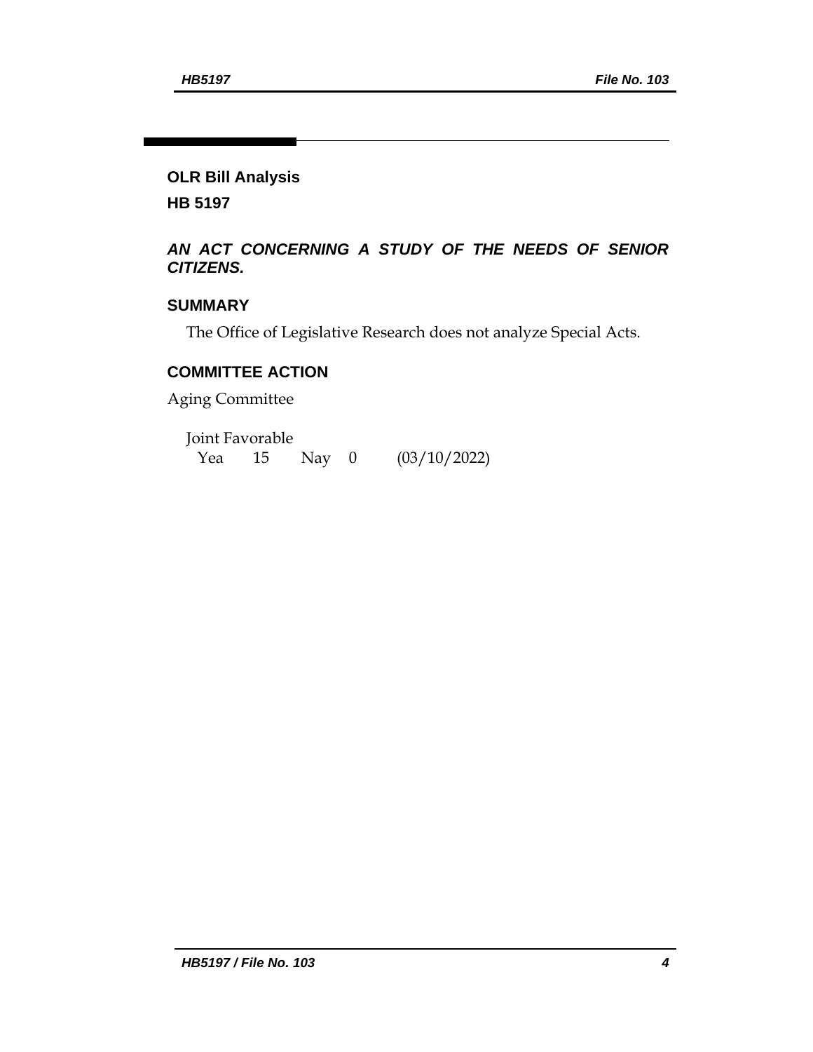## OLR Bill Analysis

## HB 5197

### *AN ACT CONCERNING A STUDY OF THE NEEDS OF SENIOR CITIZENS.*

### SUMMARY

The Office of Legislative Research does not analyze Special Acts.

### COMMITTEE ACTION

Aging Committee

| | | | | |
|---|---|---|---|---|
| Joint Favorable | | | | |
| Yea | 15 | Nay | 0 | (03/10/2022) |